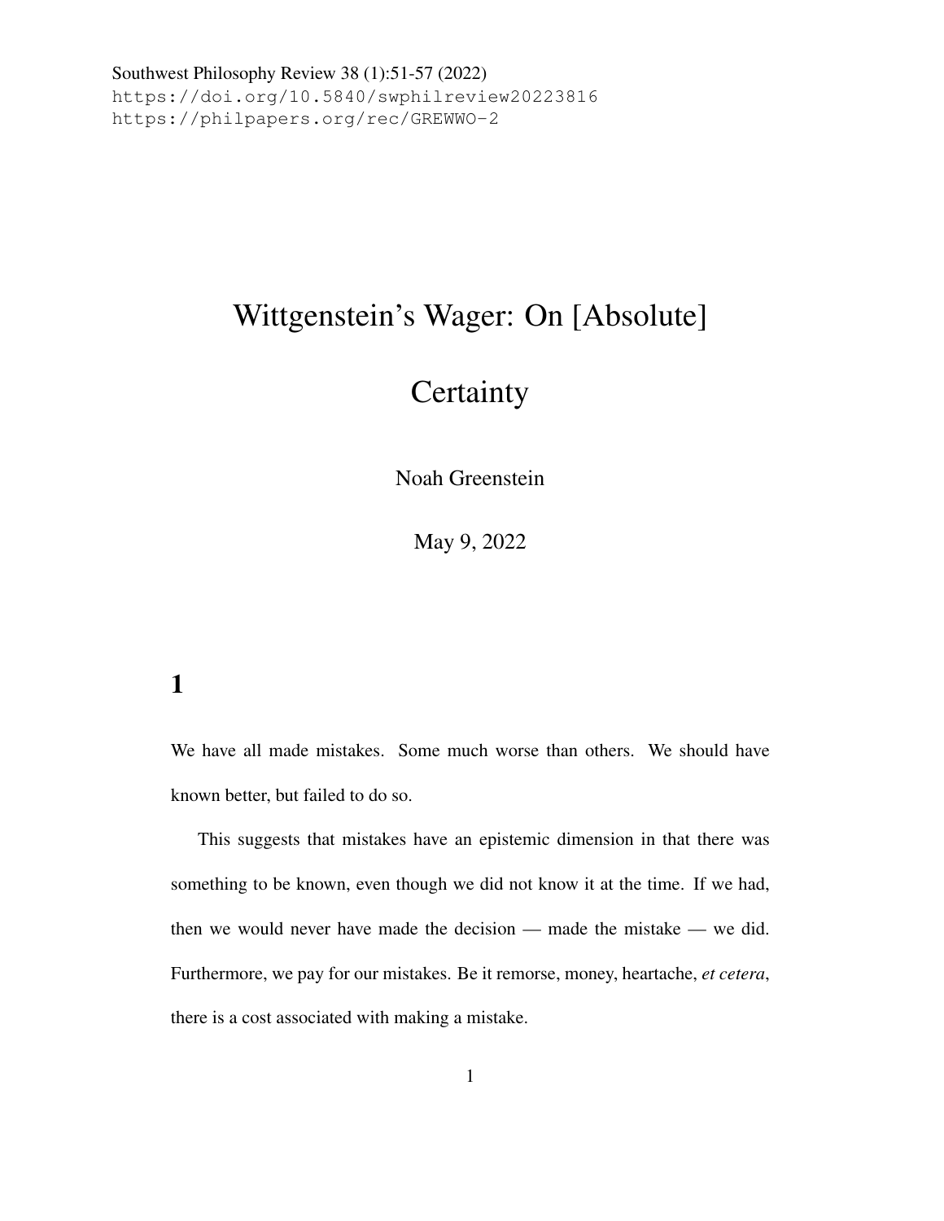Southwest Philosophy Review 38 (1):51-57 (2022)
https://doi.org/10.5840/swphilreview20223816
https://philpapers.org/rec/GREWWO-2

# Wittgenstein's Wager: On [Absolute] Certainty

Noah Greenstein

May 9, 2022

## 1

We have all made mistakes. Some much worse than others. We should have known better, but failed to do so.

This suggests that mistakes have an epistemic dimension in that there was something to be known, even though we did not know it at the time. If we had, then we would never have made the decision — made the mistake — we did. Furthermore, we pay for our mistakes. Be it remorse, money, heartache, *et cetera*, there is a cost associated with making a mistake.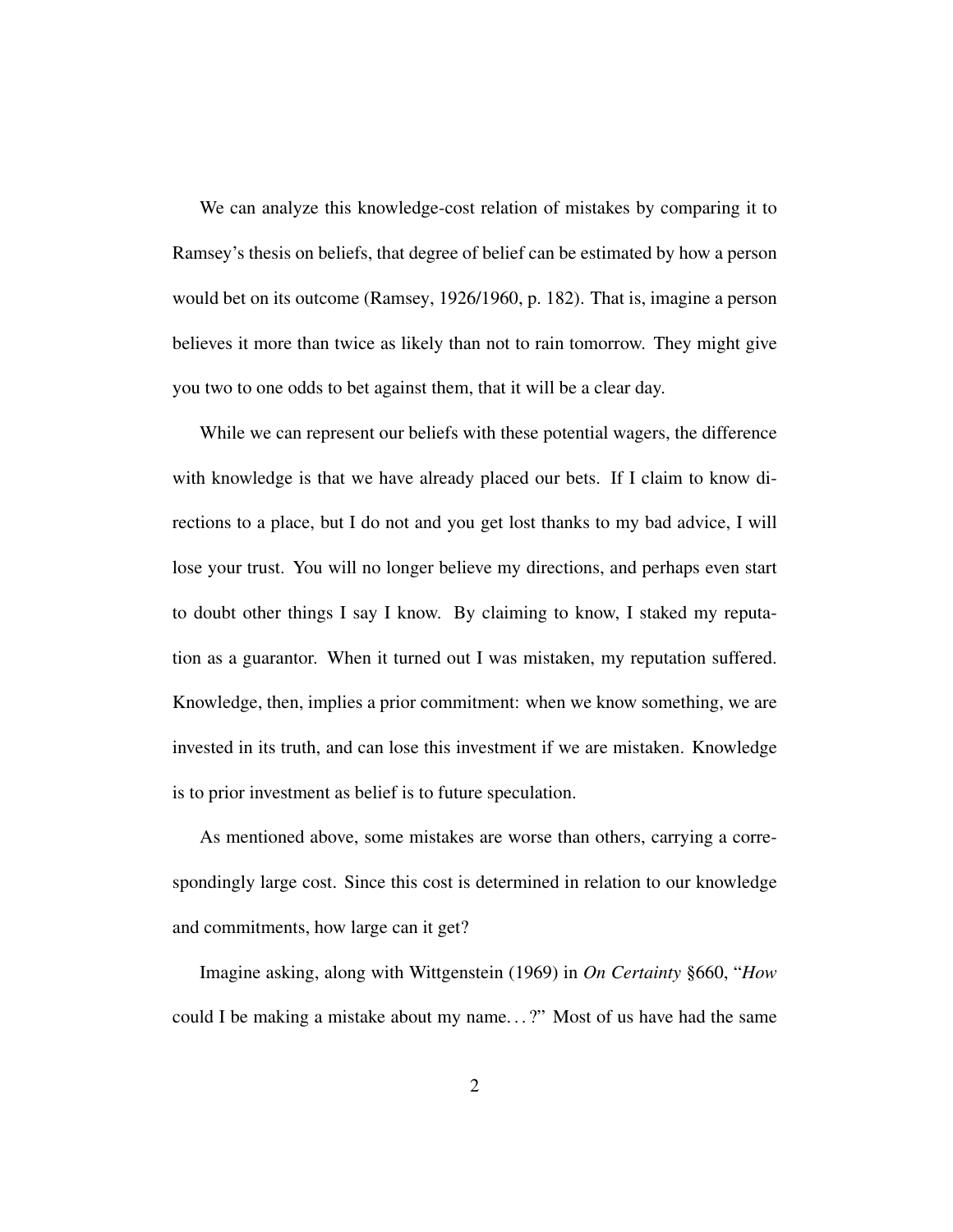We can analyze this knowledge-cost relation of mistakes by comparing it to Ramsey's thesis on beliefs, that degree of belief can be estimated by how a person would bet on its outcome (Ramsey, 1926/1960, p. 182). That is, imagine a person believes it more than twice as likely than not to rain tomorrow. They might give you two to one odds to bet against them, that it will be a clear day.

While we can represent our beliefs with these potential wagers, the difference with knowledge is that we have already placed our bets. If I claim to know directions to a place, but I do not and you get lost thanks to my bad advice, I will lose your trust. You will no longer believe my directions, and perhaps even start to doubt other things I say I know. By claiming to know, I staked my reputation as a guarantor. When it turned out I was mistaken, my reputation suffered. Knowledge, then, implies a prior commitment: when we know something, we are invested in its truth, and can lose this investment if we are mistaken. Knowledge is to prior investment as belief is to future speculation.

As mentioned above, some mistakes are worse than others, carrying a correspondingly large cost. Since this cost is determined in relation to our knowledge and commitments, how large can it get?

Imagine asking, along with Wittgenstein (1969) in *On Certainty* §660, "*How* could I be making a mistake about my name. . . ?" Most of us have had the same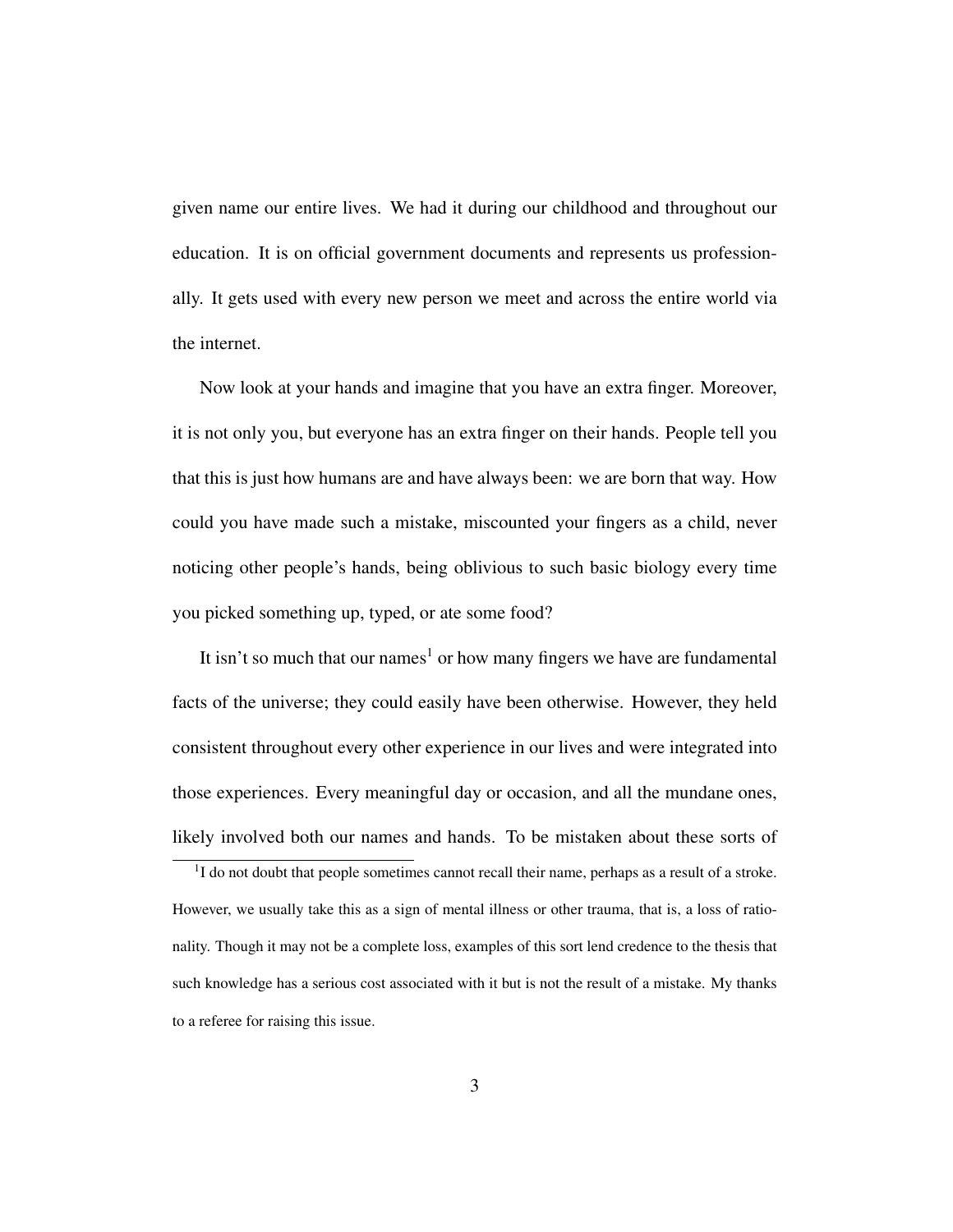given name our entire lives. We had it during our childhood and throughout our education. It is on official government documents and represents us professionally. It gets used with every new person we meet and across the entire world via the internet.

Now look at your hands and imagine that you have an extra finger. Moreover, it is not only you, but everyone has an extra finger on their hands. People tell you that this is just how humans are and have always been: we are born that way. How could you have made such a mistake, miscounted your fingers as a child, never noticing other people's hands, being oblivious to such basic biology every time you picked something up, typed, or ate some food?

It isn't so much that our names[1] or how many fingers we have are fundamental facts of the universe; they could easily have been otherwise. However, they held consistent throughout every other experience in our lives and were integrated into those experiences. Every meaningful day or occasion, and all the mundane ones, likely involved both our names and hands. To be mistaken about these sorts of

[1] I do not doubt that people sometimes cannot recall their name, perhaps as a result of a stroke. However, we usually take this as a sign of mental illness or other trauma, that is, a loss of rationality. Though it may not be a complete loss, examples of this sort lend credence to the thesis that such knowledge has a serious cost associated with it but is not the result of a mistake. My thanks to a referee for raising this issue.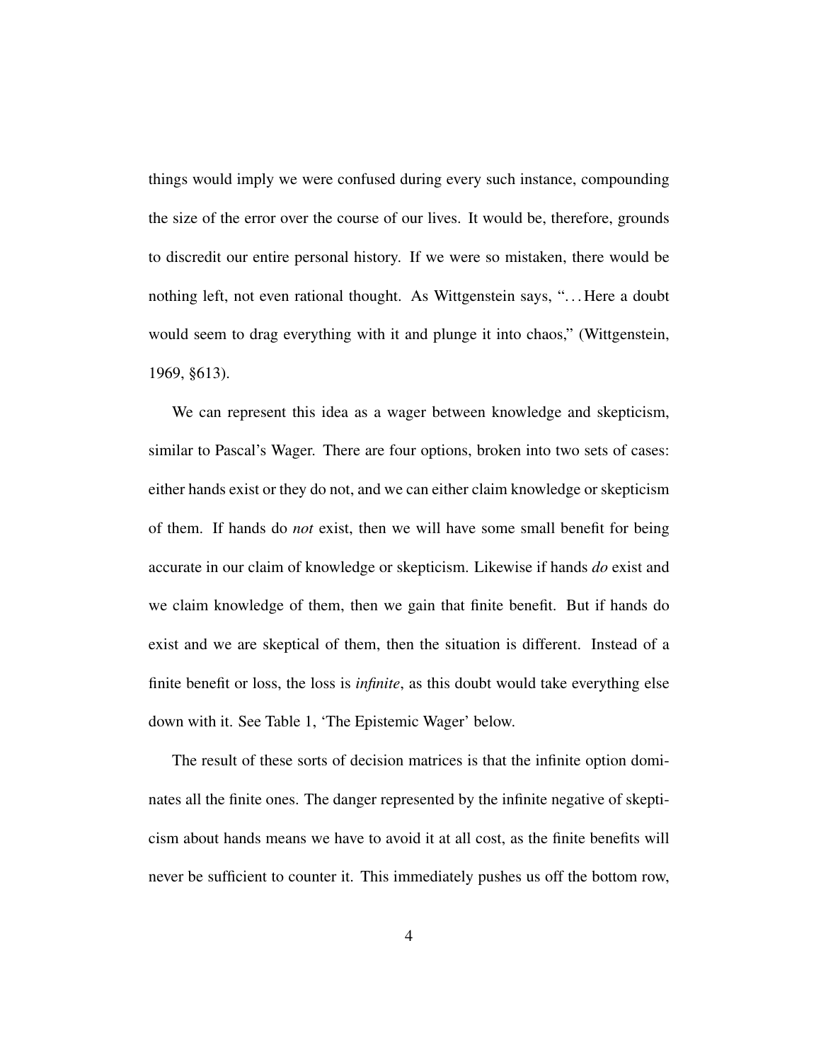things would imply we were confused during every such instance, compounding the size of the error over the course of our lives. It would be, therefore, grounds to discredit our entire personal history. If we were so mistaken, there would be nothing left, not even rational thought. As Wittgenstein says, "...Here a doubt would seem to drag everything with it and plunge it into chaos," (Wittgenstein, 1969, §613).

We can represent this idea as a wager between knowledge and skepticism, similar to Pascal's Wager. There are four options, broken into two sets of cases: either hands exist or they do not, and we can either claim knowledge or skepticism of them. If hands do *not* exist, then we will have some small benefit for being accurate in our claim of knowledge or skepticism. Likewise if hands *do* exist and we claim knowledge of them, then we gain that finite benefit. But if hands do exist and we are skeptical of them, then the situation is different. Instead of a finite benefit or loss, the loss is *infinite*, as this doubt would take everything else down with it. See Table 1, 'The Epistemic Wager' below.

The result of these sorts of decision matrices is that the infinite option dominates all the finite ones. The danger represented by the infinite negative of skepticism about hands means we have to avoid it at all cost, as the finite benefits will never be sufficient to counter it. This immediately pushes us off the bottom row,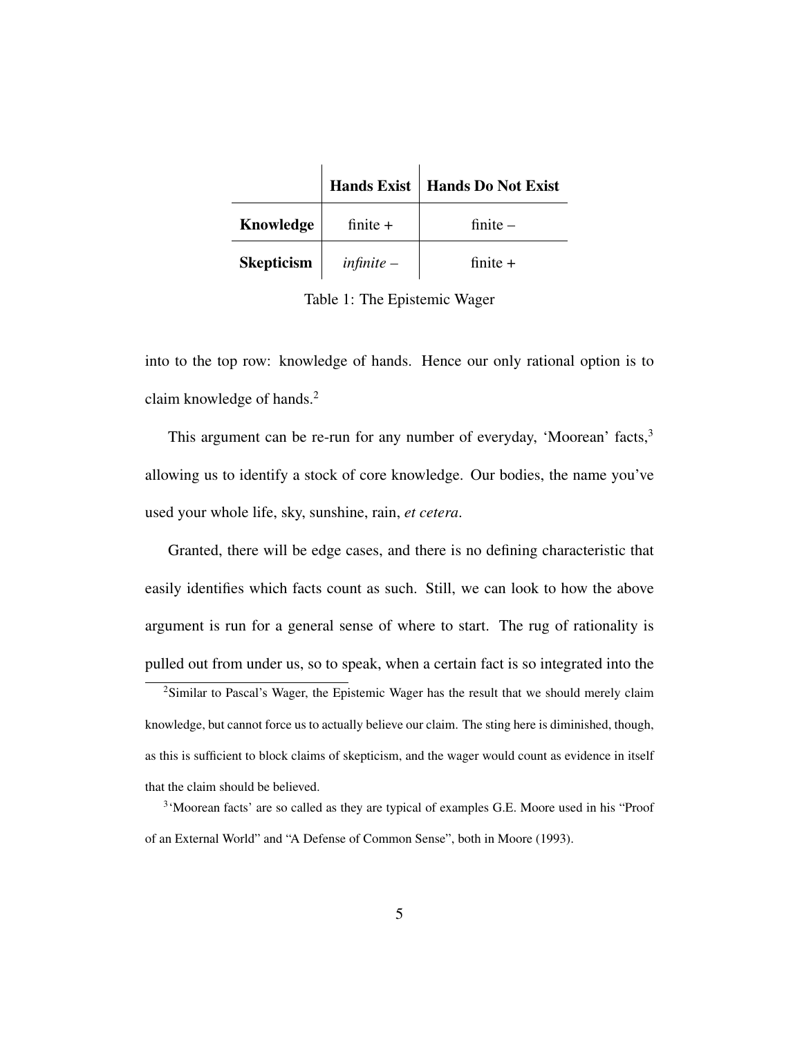| | **Hands Exist** | **Hands Do Not Exist** |
|---|---|---|
| **Knowledge** | finite + | finite – |
| **Skepticism** | *infinite –* | finite + |

Table 1: The Epistemic Wager

into to the top row: knowledge of hands. Hence our only rational option is to claim knowledge of hands.[2]

This argument can be re-run for any number of everyday, 'Moorean' facts,[3] allowing us to identify a stock of core knowledge. Our bodies, the name you've used your whole life, sky, sunshine, rain, *et cetera*.

Granted, there will be edge cases, and there is no defining characteristic that easily identifies which facts count as such. Still, we can look to how the above argument is run for a general sense of where to start. The rug of rationality is pulled out from under us, so to speak, when a certain fact is so integrated into the

[2] Similar to Pascal's Wager, the Epistemic Wager has the result that we should merely claim knowledge, but cannot force us to actually believe our claim. The sting here is diminished, though, as this is sufficient to block claims of skepticism, and the wager would count as evidence in itself that the claim should be believed.

[3] 'Moorean facts' are so called as they are typical of examples G.E. Moore used in his "Proof of an External World" and "A Defense of Common Sense", both in Moore (1993).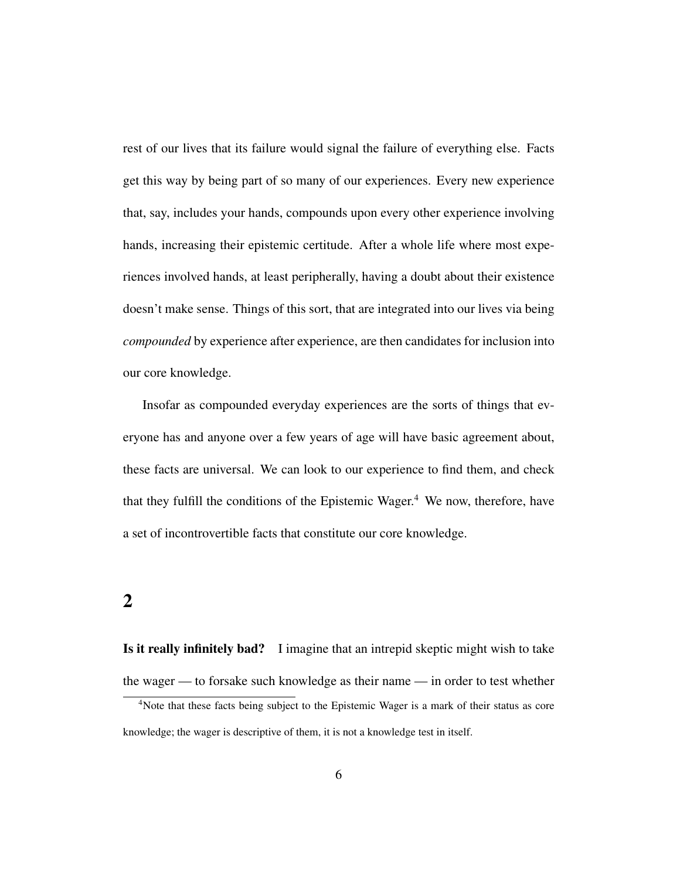rest of our lives that its failure would signal the failure of everything else. Facts get this way by being part of so many of our experiences. Every new experience that, say, includes your hands, compounds upon every other experience involving hands, increasing their epistemic certitude. After a whole life where most experiences involved hands, at least peripherally, having a doubt about their existence doesn't make sense. Things of this sort, that are integrated into our lives via being *compounded* by experience after experience, are then candidates for inclusion into our core knowledge.

Insofar as compounded everyday experiences are the sorts of things that everyone has and anyone over a few years of age will have basic agreement about, these facts are universal. We can look to our experience to find them, and check that they fulfill the conditions of the Epistemic Wager.[4] We now, therefore, have a set of incontrovertible facts that constitute our core knowledge.

## 2

**Is it really infinitely bad?** I imagine that an intrepid skeptic might wish to take the wager — to forsake such knowledge as their name — in order to test whether

[4] Note that these facts being subject to the Epistemic Wager is a mark of their status as core knowledge; the wager is descriptive of them, it is not a knowledge test in itself.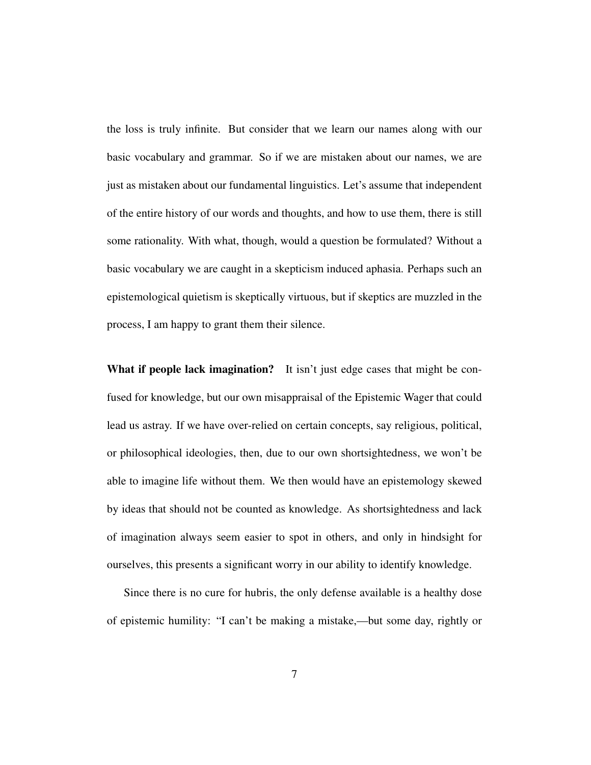the loss is truly infinite. But consider that we learn our names along with our basic vocabulary and grammar. So if we are mistaken about our names, we are just as mistaken about our fundamental linguistics. Let's assume that independent of the entire history of our words and thoughts, and how to use them, there is still some rationality. With what, though, would a question be formulated? Without a basic vocabulary we are caught in a skepticism induced aphasia. Perhaps such an epistemological quietism is skeptically virtuous, but if skeptics are muzzled in the process, I am happy to grant them their silence.

**What if people lack imagination?** It isn't just edge cases that might be confused for knowledge, but our own misappraisal of the Epistemic Wager that could lead us astray. If we have over-relied on certain concepts, say religious, political, or philosophical ideologies, then, due to our own shortsightedness, we won't be able to imagine life without them. We then would have an epistemology skewed by ideas that should not be counted as knowledge. As shortsightedness and lack of imagination always seem easier to spot in others, and only in hindsight for ourselves, this presents a significant worry in our ability to identify knowledge.

Since there is no cure for hubris, the only defense available is a healthy dose of epistemic humility: "I can't be making a mistake,—but some day, rightly or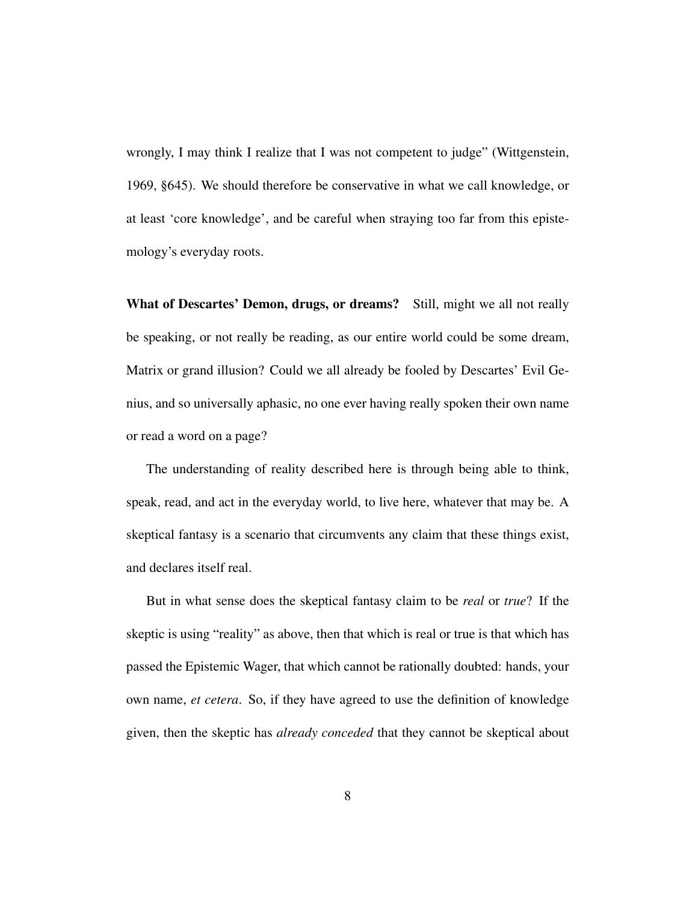wrongly, I may think I realize that I was not competent to judge" (Wittgenstein, 1969, §645). We should therefore be conservative in what we call knowledge, or at least 'core knowledge', and be careful when straying too far from this epistemology's everyday roots.

**What of Descartes' Demon, drugs, or dreams?** Still, might we all not really be speaking, or not really be reading, as our entire world could be some dream, Matrix or grand illusion? Could we all already be fooled by Descartes' Evil Genius, and so universally aphasic, no one ever having really spoken their own name or read a word on a page?

The understanding of reality described here is through being able to think, speak, read, and act in the everyday world, to live here, whatever that may be. A skeptical fantasy is a scenario that circumvents any claim that these things exist, and declares itself real.

But in what sense does the skeptical fantasy claim to be *real* or *true*? If the skeptic is using "reality" as above, then that which is real or true is that which has passed the Epistemic Wager, that which cannot be rationally doubted: hands, your own name, *et cetera*. So, if they have agreed to use the definition of knowledge given, then the skeptic has *already conceded* that they cannot be skeptical about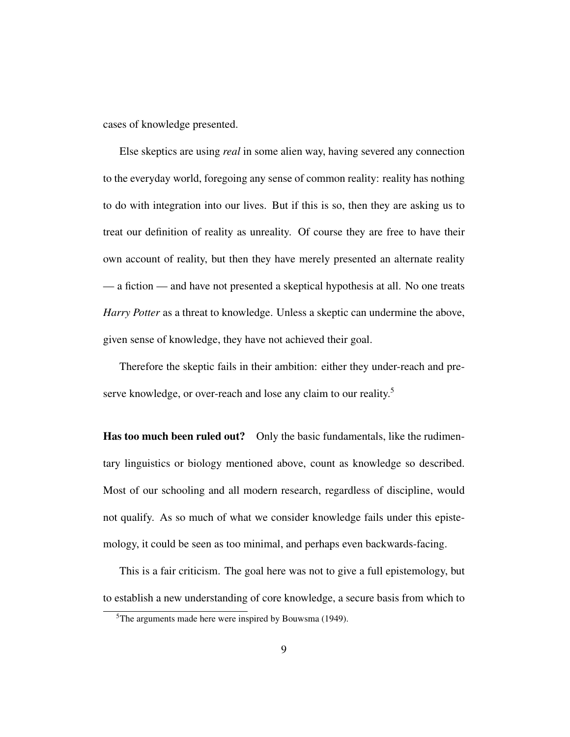cases of knowledge presented.

Else skeptics are using *real* in some alien way, having severed any connection to the everyday world, foregoing any sense of common reality: reality has nothing to do with integration into our lives. But if this is so, then they are asking us to treat our definition of reality as unreality. Of course they are free to have their own account of reality, but then they have merely presented an alternate reality — a fiction — and have not presented a skeptical hypothesis at all. No one treats *Harry Potter* as a threat to knowledge. Unless a skeptic can undermine the above, given sense of knowledge, they have not achieved their goal.

Therefore the skeptic fails in their ambition: either they under-reach and preserve knowledge, or over-reach and lose any claim to our reality.[5]

**Has too much been ruled out?** Only the basic fundamentals, like the rudimentary linguistics or biology mentioned above, count as knowledge so described. Most of our schooling and all modern research, regardless of discipline, would not qualify. As so much of what we consider knowledge fails under this epistemology, it could be seen as too minimal, and perhaps even backwards-facing.

This is a fair criticism. The goal here was not to give a full epistemology, but to establish a new understanding of core knowledge, a secure basis from which to

[5]The arguments made here were inspired by Bouwsma (1949).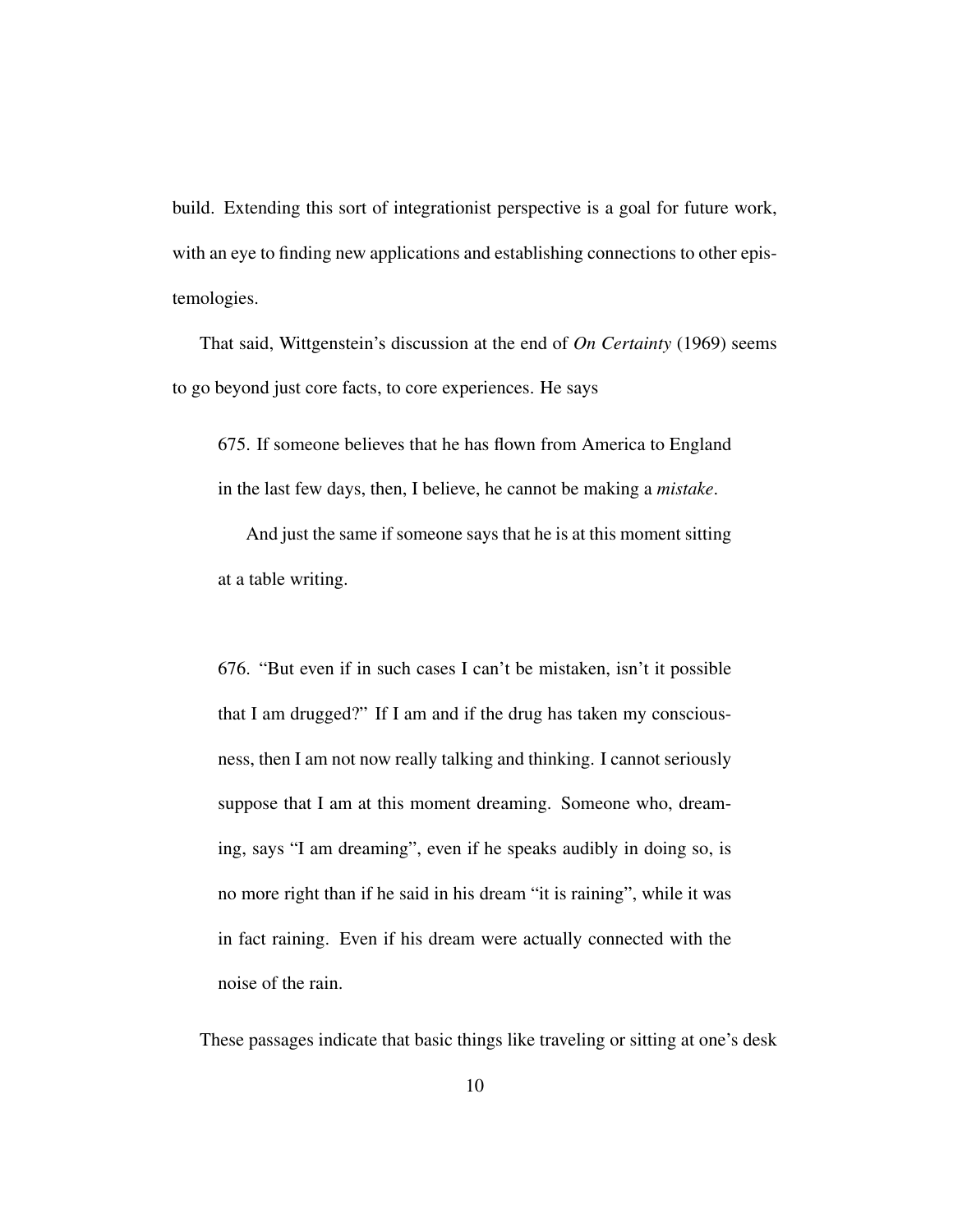build. Extending this sort of integrationist perspective is a goal for future work, with an eye to finding new applications and establishing connections to other epistemologies.

That said, Wittgenstein's discussion at the end of *On Certainty* (1969) seems to go beyond just core facts, to core experiences. He says

> 675. If someone believes that he has flown from America to England in the last few days, then, I believe, he cannot be making a *mistake*.
>
> And just the same if someone says that he is at this moment sitting at a table writing.
>
> 676. "But even if in such cases I can't be mistaken, isn't it possible that I am drugged?" If I am and if the drug has taken my consciousness, then I am not now really talking and thinking. I cannot seriously suppose that I am at this moment dreaming. Someone who, dreaming, says "I am dreaming", even if he speaks audibly in doing so, is no more right than if he said in his dream "it is raining", while it was in fact raining. Even if his dream were actually connected with the noise of the rain.

These passages indicate that basic things like traveling or sitting at one's desk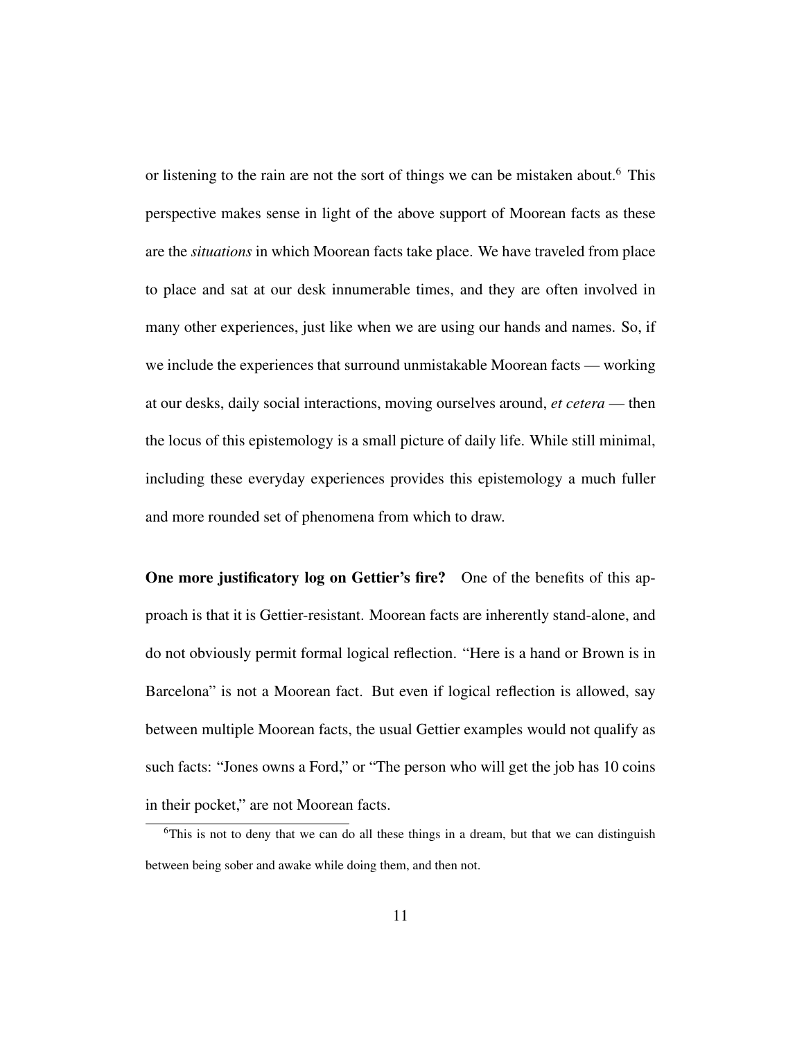or listening to the rain are not the sort of things we can be mistaken about.[6] This perspective makes sense in light of the above support of Moorean facts as these are the *situations* in which Moorean facts take place. We have traveled from place to place and sat at our desk innumerable times, and they are often involved in many other experiences, just like when we are using our hands and names. So, if we include the experiences that surround unmistakable Moorean facts — working at our desks, daily social interactions, moving ourselves around, *et cetera* — then the locus of this epistemology is a small picture of daily life. While still minimal, including these everyday experiences provides this epistemology a much fuller and more rounded set of phenomena from which to draw.

**One more justificatory log on Gettier's fire?** One of the benefits of this approach is that it is Gettier-resistant. Moorean facts are inherently stand-alone, and do not obviously permit formal logical reflection. "Here is a hand or Brown is in Barcelona" is not a Moorean fact. But even if logical reflection is allowed, say between multiple Moorean facts, the usual Gettier examples would not qualify as such facts: "Jones owns a Ford," or "The person who will get the job has 10 coins in their pocket," are not Moorean facts.

[6] This is not to deny that we can do all these things in a dream, but that we can distinguish between being sober and awake while doing them, and then not.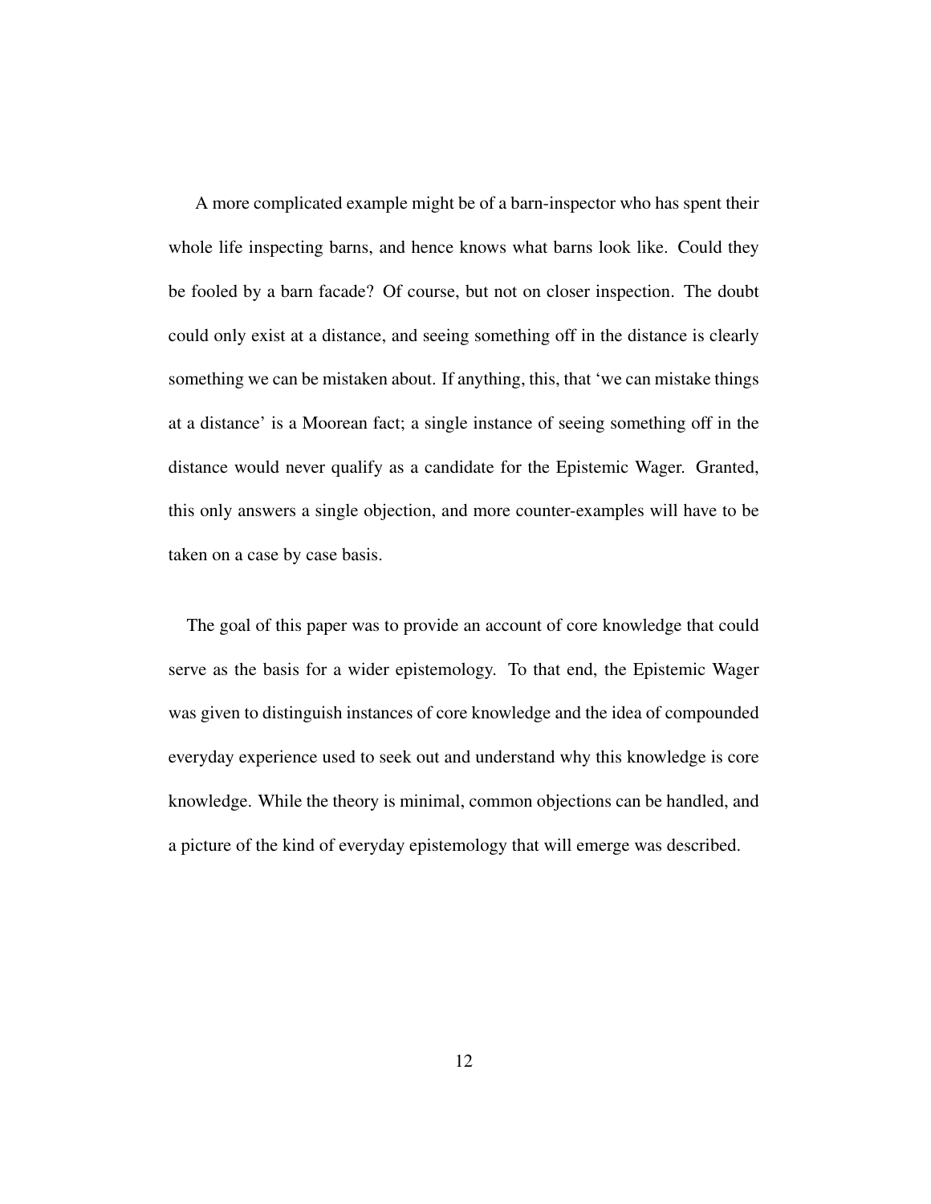A more complicated example might be of a barn-inspector who has spent their whole life inspecting barns, and hence knows what barns look like. Could they be fooled by a barn facade? Of course, but not on closer inspection. The doubt could only exist at a distance, and seeing something off in the distance is clearly something we can be mistaken about. If anything, this, that 'we can mistake things at a distance' is a Moorean fact; a single instance of seeing something off in the distance would never qualify as a candidate for the Epistemic Wager. Granted, this only answers a single objection, and more counter-examples will have to be taken on a case by case basis.

The goal of this paper was to provide an account of core knowledge that could serve as the basis for a wider epistemology. To that end, the Epistemic Wager was given to distinguish instances of core knowledge and the idea of compounded everyday experience used to seek out and understand why this knowledge is core knowledge. While the theory is minimal, common objections can be handled, and a picture of the kind of everyday epistemology that will emerge was described.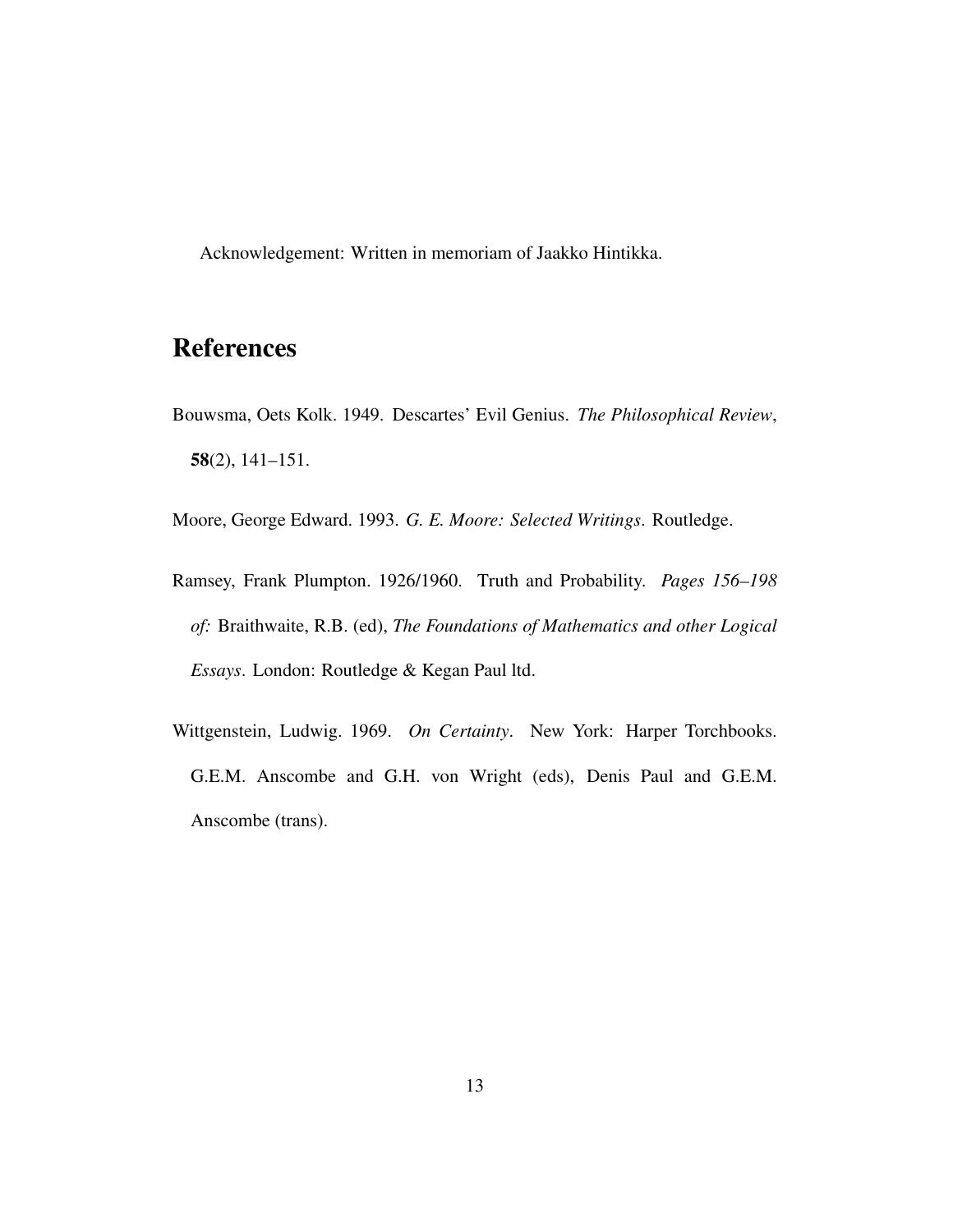Acknowledgement: Written in memoriam of Jaakko Hintikka.

# References

Bouwsma, Oets Kolk. 1949. Descartes' Evil Genius. *The Philosophical Review*, **58**(2), 141–151.

Moore, George Edward. 1993. *G. E. Moore: Selected Writings*. Routledge.

Ramsey, Frank Plumpton. 1926/1960. Truth and Probability. *Pages 156–198 of:* Braithwaite, R.B. (ed), *The Foundations of Mathematics and other Logical Essays*. London: Routledge & Kegan Paul ltd.

Wittgenstein, Ludwig. 1969. *On Certainty*. New York: Harper Torchbooks. G.E.M. Anscombe and G.H. von Wright (eds), Denis Paul and G.E.M. Anscombe (trans).